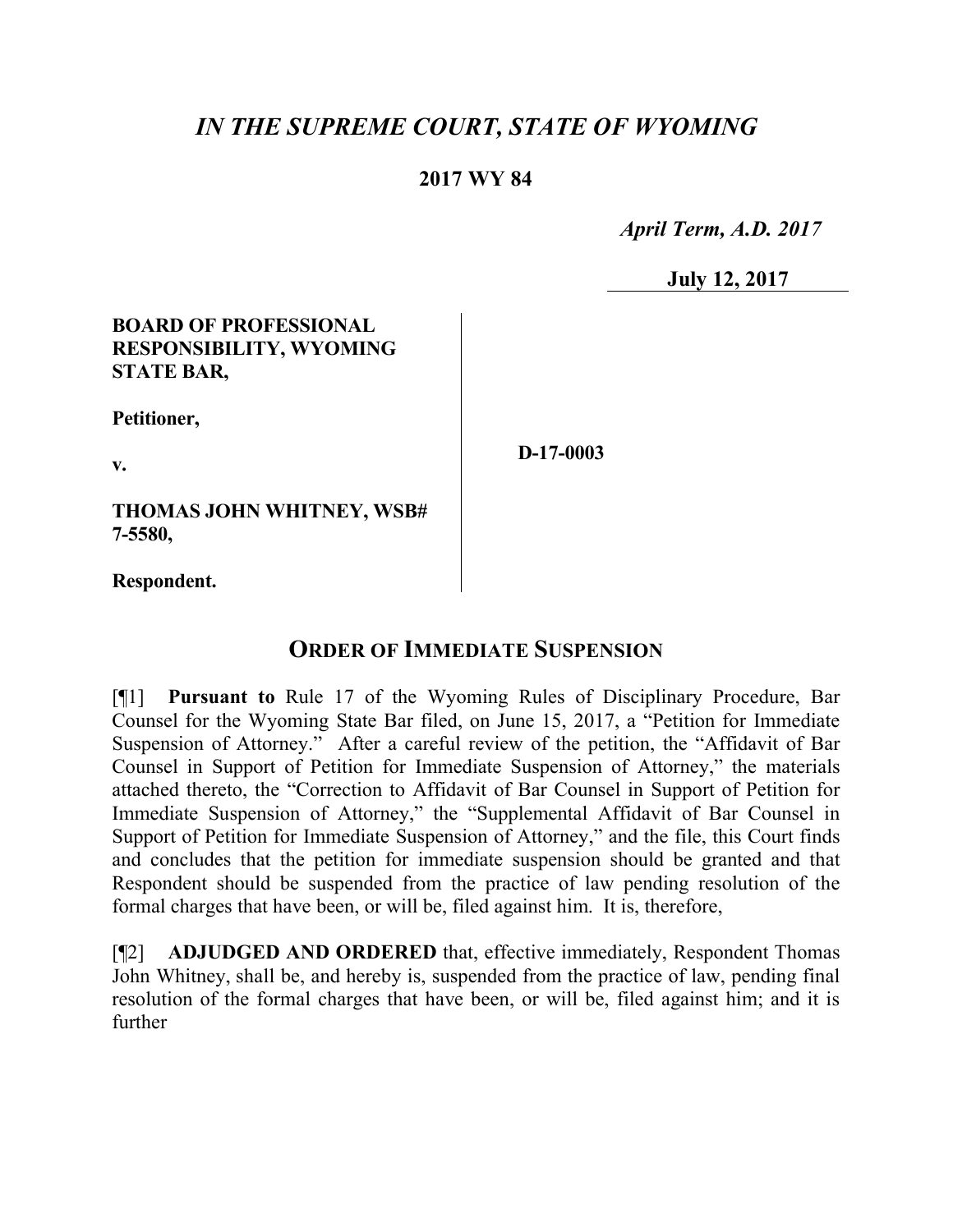# *IN THE SUPREME COURT, STATE OF WYOMING*

**2017 WY 84**

*April Term, A.D. 2017*

**July 12, 2017**

**BOARD OF PROFESSIONAL RESPONSIBILITY, WYOMING STATE BAR,**

**Petitioner,**

**v.**

**THOMAS JOHN WHITNEY, WSB# 7-5580,**

**Respondent.**

**D-17-0003**

## ORDER OF IMMEDIATE SUSPENSION

[¶1] **Pursuant to** Rule 17 of the Wyoming Rules of Disciplinary Procedure, Bar Counsel for the Wyoming State Bar filed, on June 15, 2017, a "Petition for Immediate Suspension of Attorney." After a careful review of the petition, the "Affidavit of Bar Counsel in Support of Petition for Immediate Suspension of Attorney," the materials attached thereto, the "Correction to Affidavit of Bar Counsel in Support of Petition for Immediate Suspension of Attorney," the "Supplemental Affidavit of Bar Counsel in Support of Petition for Immediate Suspension of Attorney," and the file, this Court finds and concludes that the petition for immediate suspension should be granted and that Respondent should be suspended from the practice of law pending resolution of the formal charges that have been, or will be, filed against him. It is, therefore,

[¶2] **ADJUDGED AND ORDERED** that, effective immediately, Respondent Thomas John Whitney, shall be, and hereby is, suspended from the practice of law, pending final resolution of the formal charges that have been, or will be, filed against him; and it is further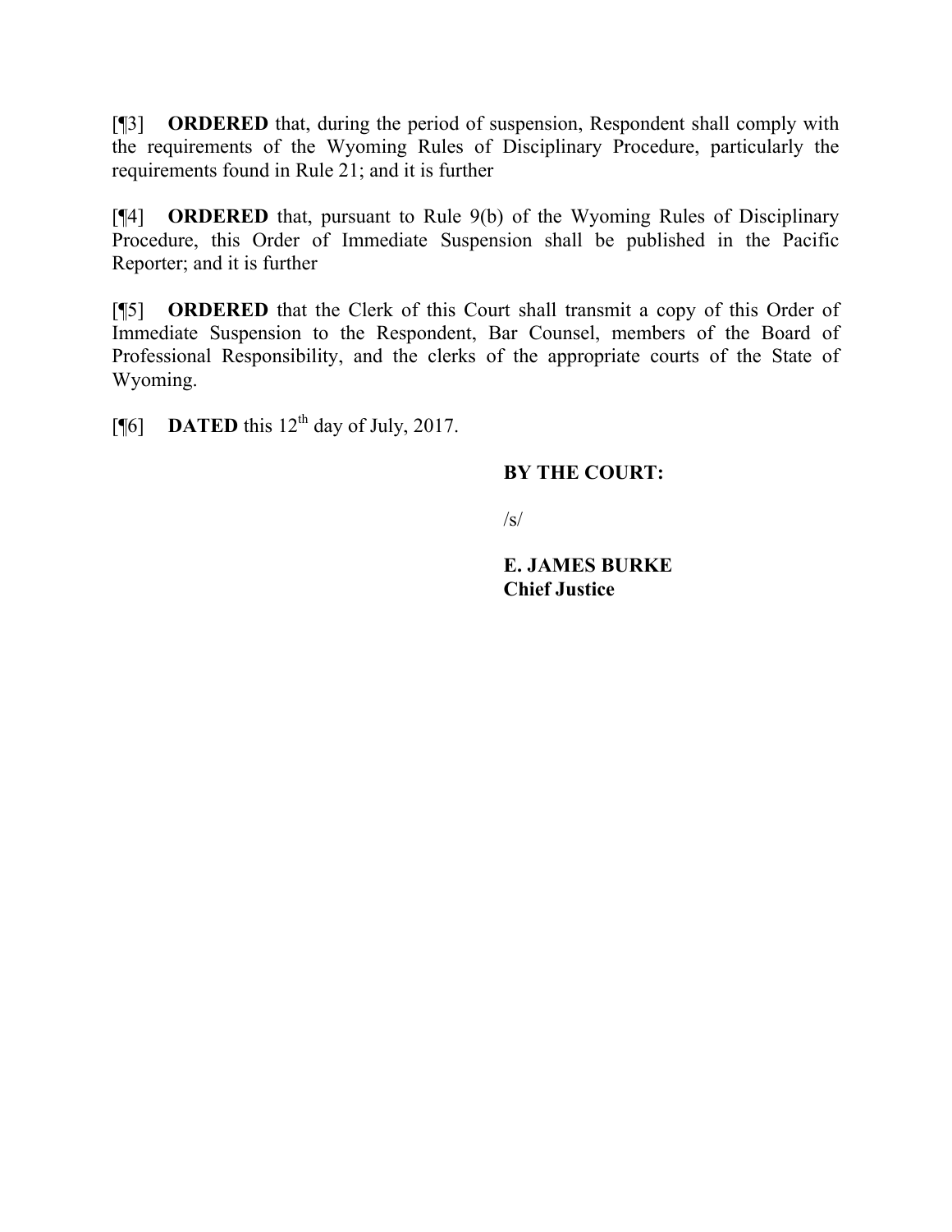[¶3] **ORDERED** that, during the period of suspension, Respondent shall comply with the requirements of the Wyoming Rules of Disciplinary Procedure, particularly the requirements found in Rule 21; and it is further

[¶4] **ORDERED** that, pursuant to Rule 9(b) of the Wyoming Rules of Disciplinary Procedure, this Order of Immediate Suspension shall be published in the Pacific Reporter; and it is further

[¶5] **ORDERED** that the Clerk of this Court shall transmit a copy of this Order of Immediate Suspension to the Respondent, Bar Counsel, members of the Board of Professional Responsibility, and the clerks of the appropriate courts of the State of Wyoming.

[¶6] **DATED** this 12th day of July, 2017.

**BY THE COURT:**

/s/

**E. JAMES BURKE**
**Chief Justice**